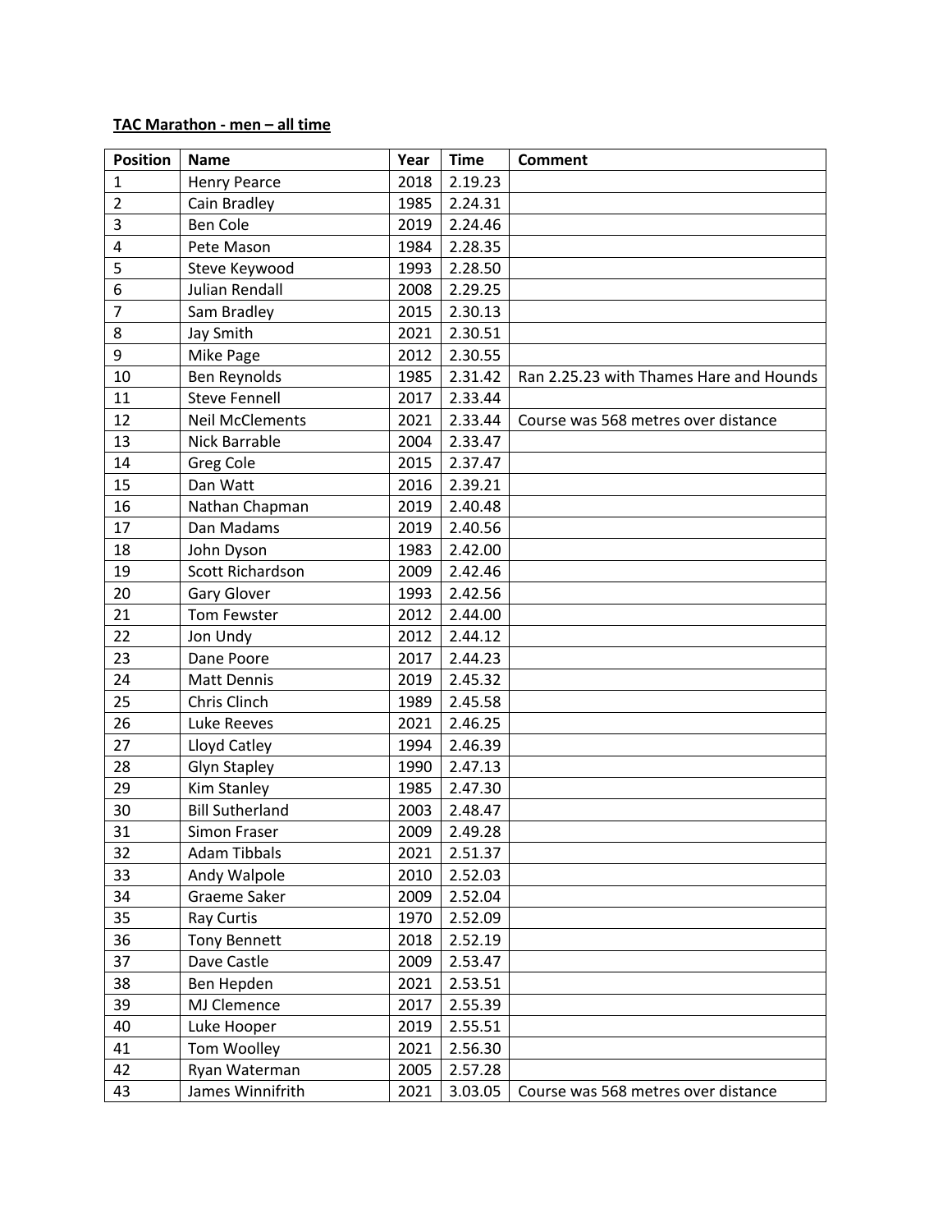**TAC Marathon - men – all time**

| Position | Name | Year | Time | Comment |
|---|---|---|---|---|
| 1 | Henry Pearce | 2018 | 2.19.23 | |
| 2 | Cain Bradley | 1985 | 2.24.31 | |
| 3 | Ben Cole | 2019 | 2.24.46 | |
| 4 | Pete Mason | 1984 | 2.28.35 | |
| 5 | Steve Keywood | 1993 | 2.28.50 | |
| 6 | Julian Rendall | 2008 | 2.29.25 | |
| 7 | Sam Bradley | 2015 | 2.30.13 | |
| 8 | Jay Smith | 2021 | 2.30.51 | |
| 9 | Mike Page | 2012 | 2.30.55 | |
| 10 | Ben Reynolds | 1985 | 2.31.42 | Ran 2.25.23 with Thames Hare and Hounds |
| 11 | Steve Fennell | 2017 | 2.33.44 | |
| 12 | Neil McClements | 2021 | 2.33.44 | Course was 568 metres over distance |
| 13 | Nick Barrable | 2004 | 2.33.47 | |
| 14 | Greg Cole | 2015 | 2.37.47 | |
| 15 | Dan Watt | 2016 | 2.39.21 | |
| 16 | Nathan Chapman | 2019 | 2.40.48 | |
| 17 | Dan Madams | 2019 | 2.40.56 | |
| 18 | John Dyson | 1983 | 2.42.00 | |
| 19 | Scott Richardson | 2009 | 2.42.46 | |
| 20 | Gary Glover | 1993 | 2.42.56 | |
| 21 | Tom Fewster | 2012 | 2.44.00 | |
| 22 | Jon Undy | 2012 | 2.44.12 | |
| 23 | Dane Poore | 2017 | 2.44.23 | |
| 24 | Matt Dennis | 2019 | 2.45.32 | |
| 25 | Chris Clinch | 1989 | 2.45.58 | |
| 26 | Luke Reeves | 2021 | 2.46.25 | |
| 27 | Lloyd Catley | 1994 | 2.46.39 | |
| 28 | Glyn Stapley | 1990 | 2.47.13 | |
| 29 | Kim Stanley | 1985 | 2.47.30 | |
| 30 | Bill Sutherland | 2003 | 2.48.47 | |
| 31 | Simon Fraser | 2009 | 2.49.28 | |
| 32 | Adam Tibbals | 2021 | 2.51.37 | |
| 33 | Andy Walpole | 2010 | 2.52.03 | |
| 34 | Graeme Saker | 2009 | 2.52.04 | |
| 35 | Ray Curtis | 1970 | 2.52.09 | |
| 36 | Tony Bennett | 2018 | 2.52.19 | |
| 37 | Dave Castle | 2009 | 2.53.47 | |
| 38 | Ben Hepden | 2021 | 2.53.51 | |
| 39 | MJ Clemence | 2017 | 2.55.39 | |
| 40 | Luke Hooper | 2019 | 2.55.51 | |
| 41 | Tom Woolley | 2021 | 2.56.30 | |
| 42 | Ryan Waterman | 2005 | 2.57.28 | |
| 43 | James Winnifrith | 2021 | 3.03.05 | Course was 568 metres over distance |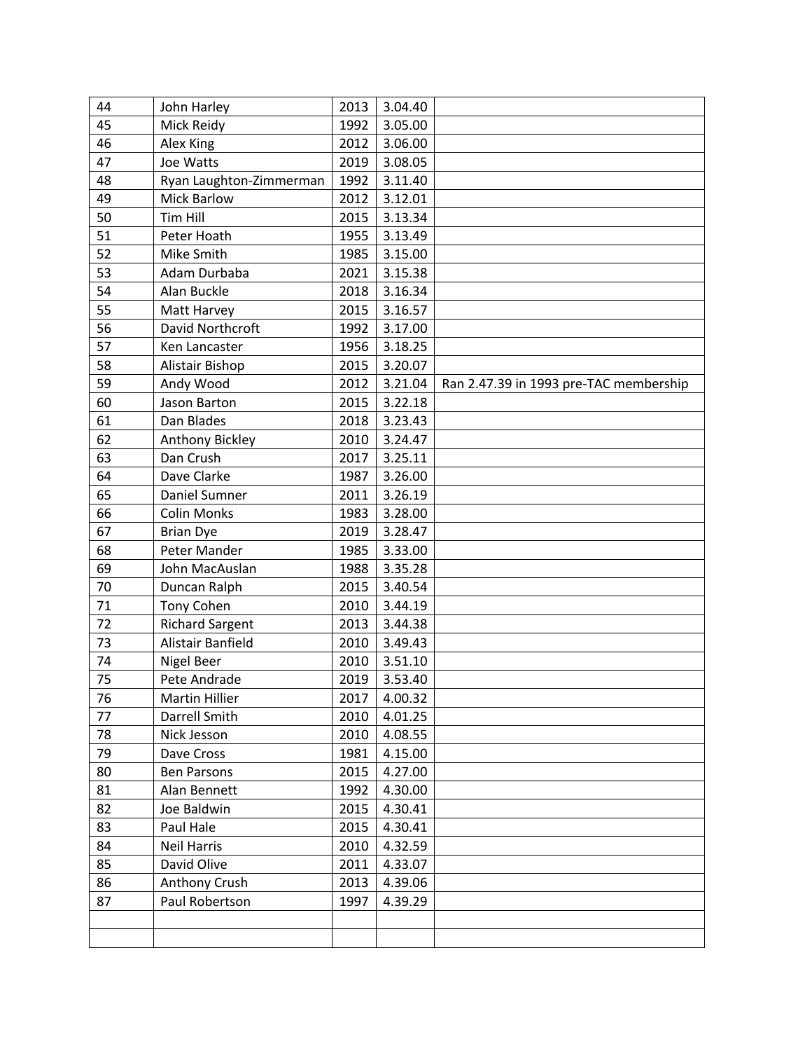| | | | | |
|---|---|---|---|---|
| 44 | John Harley | 2013 | 3.04.40 | |
| 45 | Mick Reidy | 1992 | 3.05.00 | |
| 46 | Alex King | 2012 | 3.06.00 | |
| 47 | Joe Watts | 2019 | 3.08.05 | |
| 48 | Ryan Laughton-Zimmerman | 1992 | 3.11.40 | |
| 49 | Mick Barlow | 2012 | 3.12.01 | |
| 50 | Tim Hill | 2015 | 3.13.34 | |
| 51 | Peter Hoath | 1955 | 3.13.49 | |
| 52 | Mike Smith | 1985 | 3.15.00 | |
| 53 | Adam Durbaba | 2021 | 3.15.38 | |
| 54 | Alan Buckle | 2018 | 3.16.34 | |
| 55 | Matt Harvey | 2015 | 3.16.57 | |
| 56 | David Northcroft | 1992 | 3.17.00 | |
| 57 | Ken Lancaster | 1956 | 3.18.25 | |
| 58 | Alistair Bishop | 2015 | 3.20.07 | |
| 59 | Andy Wood | 2012 | 3.21.04 | Ran 2.47.39 in 1993 pre-TAC membership |
| 60 | Jason Barton | 2015 | 3.22.18 | |
| 61 | Dan Blades | 2018 | 3.23.43 | |
| 62 | Anthony Bickley | 2010 | 3.24.47 | |
| 63 | Dan Crush | 2017 | 3.25.11 | |
| 64 | Dave Clarke | 1987 | 3.26.00 | |
| 65 | Daniel Sumner | 2011 | 3.26.19 | |
| 66 | Colin Monks | 1983 | 3.28.00 | |
| 67 | Brian Dye | 2019 | 3.28.47 | |
| 68 | Peter Mander | 1985 | 3.33.00 | |
| 69 | John MacAuslan | 1988 | 3.35.28 | |
| 70 | Duncan Ralph | 2015 | 3.40.54 | |
| 71 | Tony Cohen | 2010 | 3.44.19 | |
| 72 | Richard Sargent | 2013 | 3.44.38 | |
| 73 | Alistair Banfield | 2010 | 3.49.43 | |
| 74 | Nigel Beer | 2010 | 3.51.10 | |
| 75 | Pete Andrade | 2019 | 3.53.40 | |
| 76 | Martin Hillier | 2017 | 4.00.32 | |
| 77 | Darrell Smith | 2010 | 4.01.25 | |
| 78 | Nick Jesson | 2010 | 4.08.55 | |
| 79 | Dave Cross | 1981 | 4.15.00 | |
| 80 | Ben Parsons | 2015 | 4.27.00 | |
| 81 | Alan Bennett | 1992 | 4.30.00 | |
| 82 | Joe Baldwin | 2015 | 4.30.41 | |
| 83 | Paul Hale | 2015 | 4.30.41 | |
| 84 | Neil Harris | 2010 | 4.32.59 | |
| 85 | David Olive | 2011 | 4.33.07 | |
| 86 | Anthony Crush | 2013 | 4.39.06 | |
| 87 | Paul Robertson | 1997 | 4.39.29 | |
| | | | | |
| | | | | |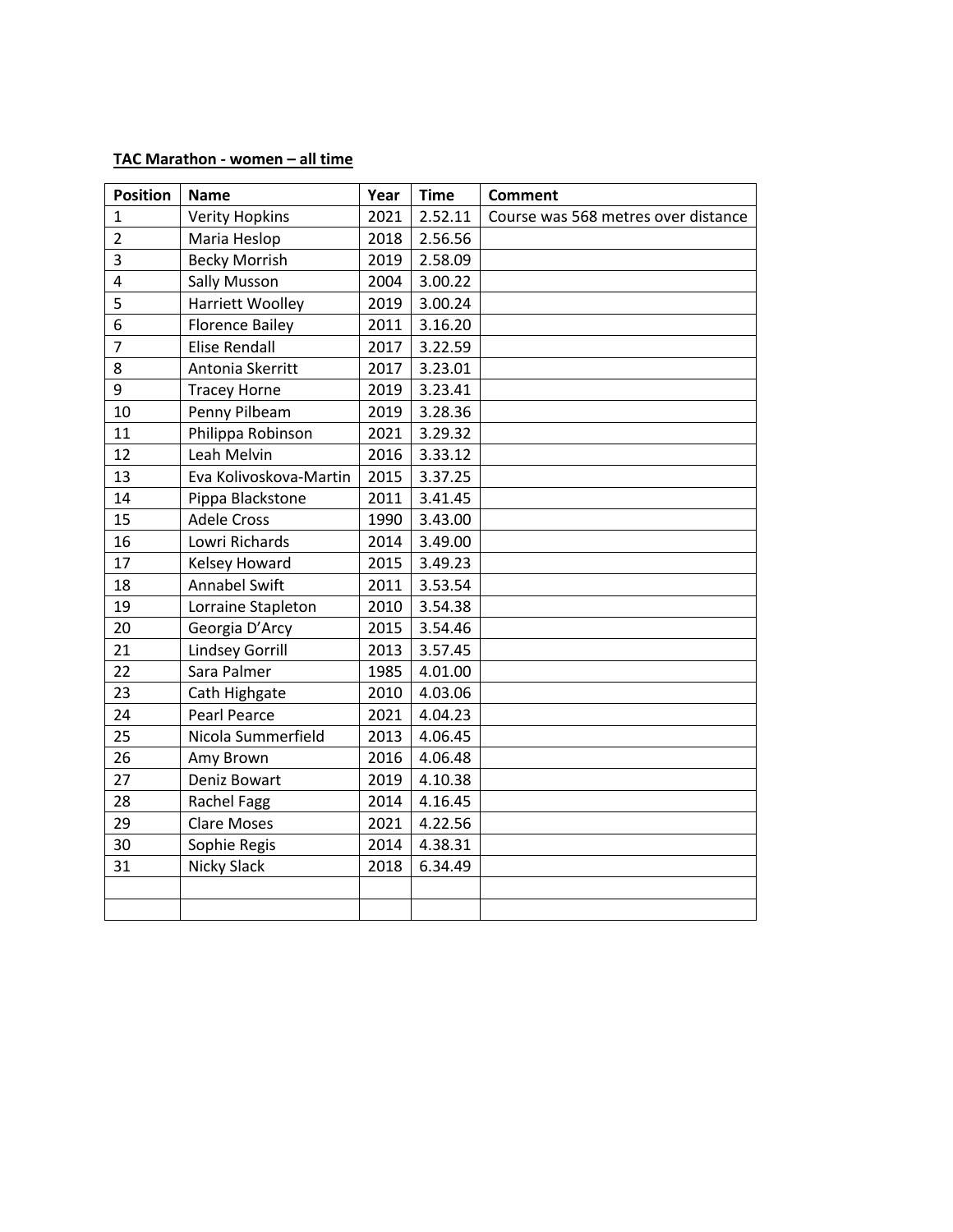**TAC Marathon - women – all time**

| Position | Name | Year | Time | Comment |
|---|---|---|---|---|
| 1 | Verity Hopkins | 2021 | 2.52.11 | Course was 568 metres over distance |
| 2 | Maria Heslop | 2018 | 2.56.56 | |
| 3 | Becky Morrish | 2019 | 2.58.09 | |
| 4 | Sally Musson | 2004 | 3.00.22 | |
| 5 | Harriett Woolley | 2019 | 3.00.24 | |
| 6 | Florence Bailey | 2011 | 3.16.20 | |
| 7 | Elise Rendall | 2017 | 3.22.59 | |
| 8 | Antonia Skerritt | 2017 | 3.23.01 | |
| 9 | Tracey Horne | 2019 | 3.23.41 | |
| 10 | Penny Pilbeam | 2019 | 3.28.36 | |
| 11 | Philippa Robinson | 2021 | 3.29.32 | |
| 12 | Leah Melvin | 2016 | 3.33.12 | |
| 13 | Eva Kolivoskova-Martin | 2015 | 3.37.25 | |
| 14 | Pippa Blackstone | 2011 | 3.41.45 | |
| 15 | Adele Cross | 1990 | 3.43.00 | |
| 16 | Lowri Richards | 2014 | 3.49.00 | |
| 17 | Kelsey Howard | 2015 | 3.49.23 | |
| 18 | Annabel Swift | 2011 | 3.53.54 | |
| 19 | Lorraine Stapleton | 2010 | 3.54.38 | |
| 20 | Georgia D'Arcy | 2015 | 3.54.46 | |
| 21 | Lindsey Gorrill | 2013 | 3.57.45 | |
| 22 | Sara Palmer | 1985 | 4.01.00 | |
| 23 | Cath Highgate | 2010 | 4.03.06 | |
| 24 | Pearl Pearce | 2021 | 4.04.23 | |
| 25 | Nicola Summerfield | 2013 | 4.06.45 | |
| 26 | Amy Brown | 2016 | 4.06.48 | |
| 27 | Deniz Bowart | 2019 | 4.10.38 | |
| 28 | Rachel Fagg | 2014 | 4.16.45 | |
| 29 | Clare Moses | 2021 | 4.22.56 | |
| 30 | Sophie Regis | 2014 | 4.38.31 | |
| 31 | Nicky Slack | 2018 | 6.34.49 | |
| | | | | |
| | | | | |